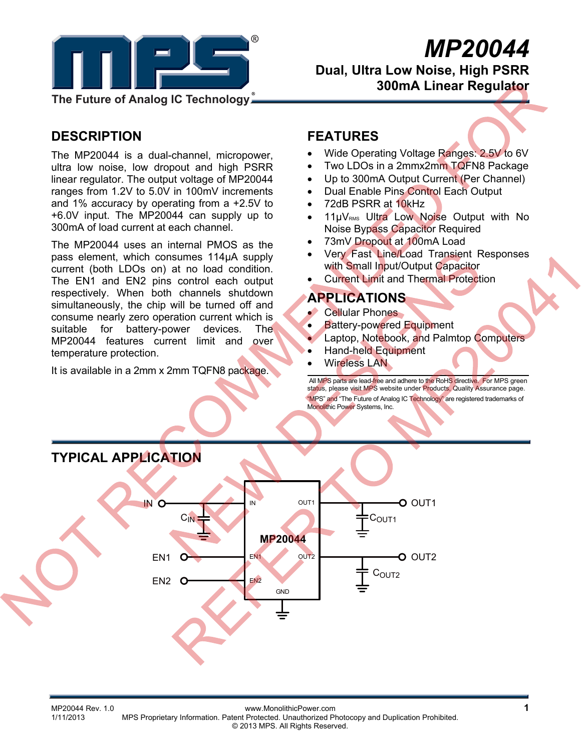# MP20044

## Dual, Ultra Low Noise, High PSRR 300mA Linear Regulator

The Future of Analog IC Technology

NOT RECOMMENDED FOR NEW DESIGNS REFER TO MP20041

## DESCRIPTION

The MP20044 is a dual-channel, micropower, ultra low noise, low dropout and high PSRR linear regulator. The output voltage of MP20044 ranges from 1.2V to 5.0V in 100mV increments and 1% accuracy by operating from a +2.5V to +6.0V input. The MP20044 can supply up to 300mA of load current at each channel.

The MP20044 uses an internal PMOS as the pass element, which consumes 114μA supply current (both LDOs on) at no load condition. The EN1 and EN2 pins control each output respectively. When both channels shutdown simultaneously, the chip will be turned off and consume nearly zero operation current which is suitable for battery-power devices. The MP20044 features current limit and over temperature protection.

It is available in a 2mm x 2mm TQFN8 package.

## FEATURES

- Wide Operating Voltage Ranges: 2.5V to 6V
- Two LDOs in a 2mmx2mm TQFN8 Package
- Up to 300mA Output Current (Per Channel)
- Dual Enable Pins Control Each Output
- 72dB PSRR at 10kHz
- 11μV$_{RMS}$ Ultra Low Noise Output with No Noise Bypass Capacitor Required
- 73mV Dropout at 100mA Load
- Very Fast Line/Load Transient Responses with Small Input/Output Capacitor
- Current Limit and Thermal Protection

## APPLICATIONS

- Cellular Phones
- Battery-powered Equipment
- Laptop, Notebook, and Palmtop Computers
- Hand-held Equipment
- Wireless LAN

All MPS parts are lead-free and adhere to the RoHS directive. For MPS green status, please visit MPS website under Products, Quality Assurance page. "MPS" and "The Future of Analog IC Technology" are registered trademarks of Monolithic Power Systems, Inc.

## TYPICAL APPLICATION

IN, $C_{IN}$, EN1, EN2, MP20044 (IN, OUT1, EN1, OUT2, EN2, GND), OUT1, $C_{OUT1}$, OUT2, $C_{OUT2}$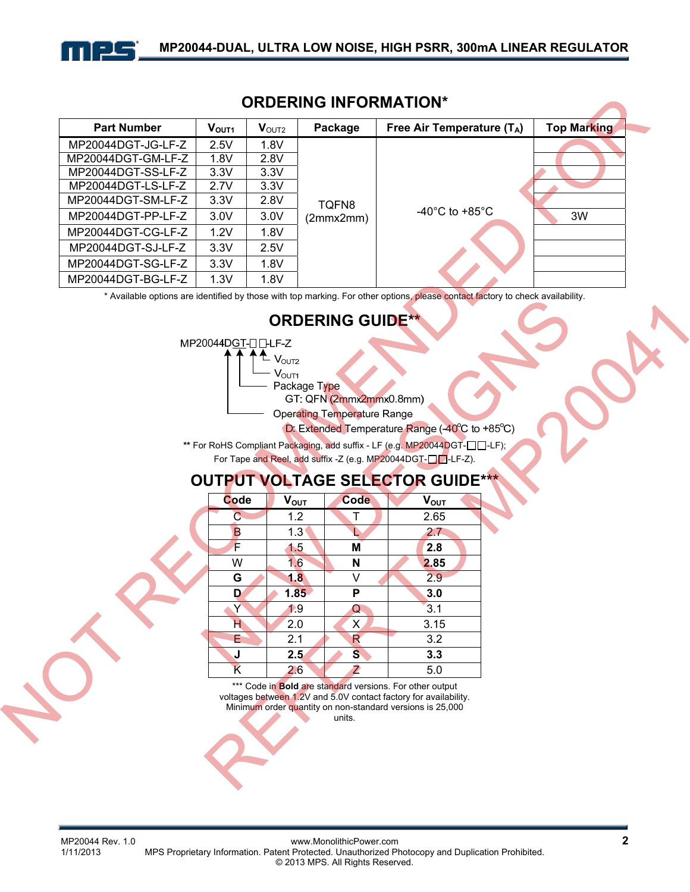## ORDERING INFORMATION*

| Part Number | $V_{OUT1}$ | $V_{OUT2}$ | Package | Free Air Temperature ($T_A$) | Top Marking |
|---|---|---|---|---|---|
| MP20044DGT-JG-LF-Z | 2.5V | 1.8V | TQFN8 (2mmx2mm) | -40°C to +85°C | 3W |
| MP20044DGT-GM-LF-Z | 1.8V | 2.8V | | | |
| MP20044DGT-SS-LF-Z | 3.3V | 3.3V | | | |
| MP20044DGT-LS-LF-Z | 2.7V | 3.3V | | | |
| MP20044DGT-SM-LF-Z | 3.3V | 2.8V | | | |
| MP20044DGT-PP-LF-Z | 3.0V | 3.0V | | | 3W |
| MP20044DGT-CG-LF-Z | 1.2V | 1.8V | | | |
| MP20044DGT-SJ-LF-Z | 3.3V | 2.5V | | | |
| MP20044DGT-SG-LF-Z | 3.3V | 1.8V | | | |
| MP20044DGT-BG-LF-Z | 1.3V | 1.8V | | | |

* Available options are identified by those with top marking. For other options, please contact factory to check availability.

## ORDERING GUIDE**

MP20044DGT-□□-LF-Z

- $V_{OUT2}$
- $V_{OUT1}$
- Package Type
  - GT: QFN (2mmx2mmx0.8mm)
- Operating Temperature Range
  - D: Extended Temperature Range (-40°C to +85°C)

** For RoHS Compliant Packaging, add suffix - LF (e.g. MP20044DGT-□□-LF);
For Tape and Reel, add suffix -Z (e.g. MP20044DGT-□□-LF-Z).

## OUTPUT VOLTAGE SELECTOR GUIDE***

| Code | $V_{OUT}$ | Code | $V_{OUT}$ |
|---|---|---|---|
| C | 1.2 | T | 2.65 |
| B | 1.3 | L | 2.7 |
| F | 1.5 | **M** | **2.8** |
| W | 1.6 | **N** | **2.85** |
| **G** | **1.8** | V | 2.9 |
| **D** | **1.85** | **P** | **3.0** |
| Y | 1.9 | Q | 3.1 |
| H | 2.0 | X | 3.15 |
| E | 2.1 | R | 3.2 |
| **J** | **2.5** | **S** | **3.3** |
| K | 2.6 | Z | 5.0 |

*** Code in **Bold** are standard versions. For other output voltages between 1.2V and 5.0V contact factory for availability. Minimum order quantity on non-standard versions is 25,000 units.

NOT RECOMMENDED FOR NEW DESIGNS REFER TO MP20041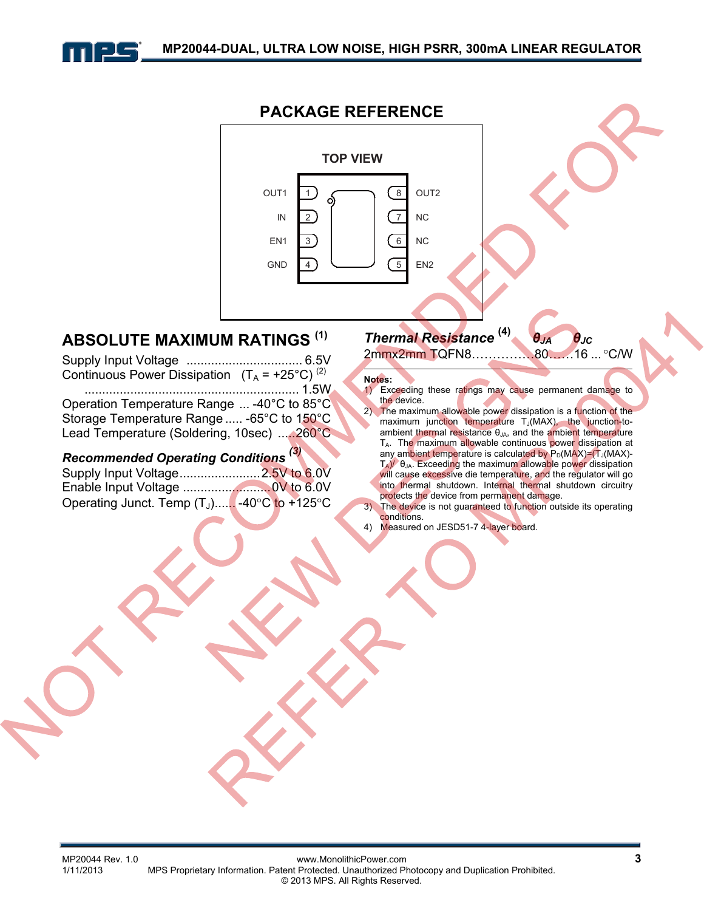## PACKAGE REFERENCE

TOP VIEW

| Pin | Name | Pin | Name |
|---|---|---|---|
| 1 | OUT1 | 8 | OUT2 |
| 2 | IN | 7 | NC |
| 3 | EN1 | 6 | NC |
| 4 | GND | 5 | EN2 |

## ABSOLUTE MAXIMUM RATINGS [1]

Supply Input Voltage ................................ 6.5V
Continuous Power Dissipation ($T_A$ = +25°C) [2]
........................................................... 1.5W
Operation Temperature Range ... -40°C to 85°C
Storage Temperature Range ..... -65°C to 150°C
Lead Temperature (Soldering, 10sec) .....260°C

### *Recommended Operating Conditions* [3]

Supply Input Voltage.......................2.5V to 6.0V
Enable Input Voltage .........................0V to 6.0V
Operating Junct. Temp ($T_J$)...... -40°C to +125°C

| *Thermal Resistance* [4] | $\theta_{JA}$ | $\theta_{JC}$ | |
|---|---|---|---|
| 2mmx2mm TQFN8 | 80 | 16 | °C/W |

**Notes:**

1) Exceeding these ratings may cause permanent damage to the device.
2) The maximum allowable power dissipation is a function of the maximum junction temperature $T_J$(MAX), the junction-to-ambient thermal resistance $\theta_{JA}$, and the ambient temperature $T_A$. The maximum allowable continuous power dissipation at any ambient temperature is calculated by $P_D(MAX)=(T_J(MAX)-T_A)/\theta_{JA}$. Exceeding the maximum allowable power dissipation will cause excessive die temperature, and the regulator will go into thermal shutdown. Internal thermal shutdown circuitry protects the device from permanent damage.
3) The device is not guaranteed to function outside its operating conditions.
4) Measured on JESD51-7 4-layer board.

NOT RECOMMENDED FOR NEW DESIGNS REFER TO MP20041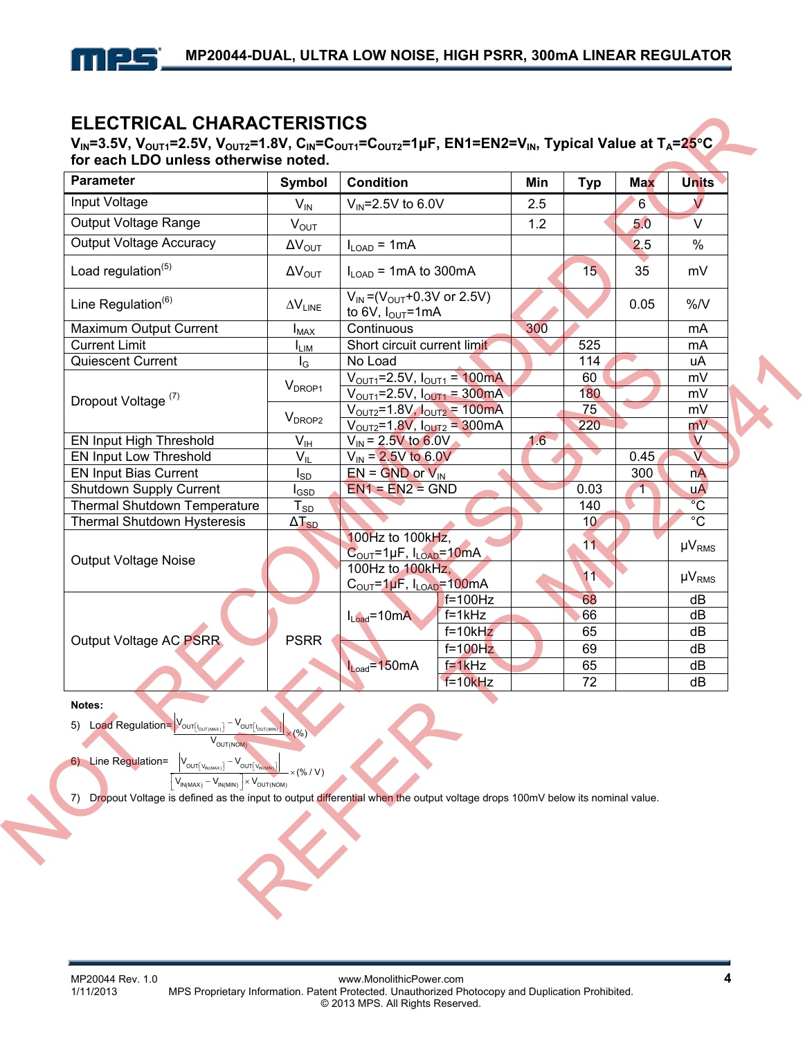## ELECTRICAL CHARACTERISTICS

**$V_{IN}$=3.5V, $V_{OUT1}$=2.5V, $V_{OUT2}$=1.8V, $C_{IN}$=$C_{OUT1}$=$C_{OUT2}$=1µF, EN1=EN2=$V_{IN}$, Typical Value at $T_A$=25°C for each LDO unless otherwise noted.**

| Parameter | Symbol | Condition | | Min | Typ | Max | Units |
|---|---|---|---|---|---|---|---|
| Input Voltage | $V_{IN}$ | $V_{IN}$=2.5V to 6.0V | | 2.5 | | 6 | V |
| Output Voltage Range | $V_{OUT}$ | | | 1.2 | | 5.0 | V |
| Output Voltage Accuracy | $\Delta V_{OUT}$ | $I_{LOAD}$ = 1mA | | | | 2.5 | % |
| Load regulation[5] | $\Delta V_{OUT}$ | $I_{LOAD}$ = 1mA to 300mA | | | 15 | 35 | mV |
| Line Regulation[6] | $\Delta V_{LINE}$ | $V_{IN}$ =($V_{OUT}$+0.3V or 2.5V) to 6V, $I_{OUT}$=1mA | | | | 0.05 | %/V |
| Maximum Output Current | $I_{MAX}$ | Continuous | | 300 | | | mA |
| Current Limit | $I_{LIM}$ | Short circuit current limit | | | 525 | | mA |
| Quiescent Current | $I_G$ | No Load | | | 114 | | uA |
| Dropout Voltage [7] | $V_{DROP1}$ | $V_{OUT1}$=2.5V, $I_{OUT1}$ = 100mA | | | 60 | | mV |
| | | $V_{OUT1}$=2.5V, $I_{OUT1}$ = 300mA | | | 180 | | mV |
| | $V_{DROP2}$ | $V_{OUT2}$=1.8V, $I_{OUT2}$ = 100mA | | | 75 | | mV |
| | | $V_{OUT2}$=1.8V, $I_{OUT2}$ = 300mA | | | 220 | | mV |
| EN Input High Threshold | $V_{IH}$ | $V_{IN}$ = 2.5V to 6.0V | | 1.6 | | | V |
| EN Input Low Threshold | $V_{IL}$ | $V_{IN}$ = 2.5V to 6.0V | | | | 0.45 | V |
| EN Input Bias Current | $I_{SD}$ | EN = GND or $V_{IN}$ | | | | 300 | nA |
| Shutdown Supply Current | $I_{GSD}$ | EN1 = EN2 = GND | | | 0.03 | 1 | uA |
| Thermal Shutdown Temperature | $T_{SD}$ | | | | 140 | | °C |
| Thermal Shutdown Hysteresis | $\Delta T_{SD}$ | | | | 10 | | °C |
| Output Voltage Noise | | 100Hz to 100kHz, $C_{OUT}$=1µF, $I_{LOAD}$=10mA | | | 11 | | µ$V_{RMS}$ |
| | | 100Hz to 100kHz, $C_{OUT}$=1µF, $I_{LOAD}$=100mA | | | 11 | | µ$V_{RMS}$ |
| Output Voltage AC PSRR | PSRR | $I_{Load}$=10mA | f=100Hz | | 68 | | dB |
| | | | f=1kHz | | 66 | | dB |
| | | | f=10kHz | | 65 | | dB |
| | | $I_{Load}$=150mA | f=100Hz | | 69 | | dB |
| | | | f=1kHz | | 65 | | dB |
| | | | f=10kHz | | 72 | | dB |

**Notes:**

5) Load Regulation= $\dfrac{\left|V_{OUT[I_{OUT(MAX)}]} - V_{OUT[I_{OUT(MIN)}]}\right|}{V_{OUT(NOM)}} \times (\%)$

6) Line Regulation= $\dfrac{\left|V_{OUT[V_{IN(MAX)}]} - V_{OUT[V_{IN(MIN)}]}\right|}{\left[V_{IN(MAX)} - V_{IN(MIN)}\right] \times V_{OUT(NOM)}} \times (\% / V)$

7) Dropout Voltage is defined as the input to output differential when the output voltage drops 100mV below its nominal value.

NOT RECOMMENDED FOR NEW DESIGNS REFER TO MP20041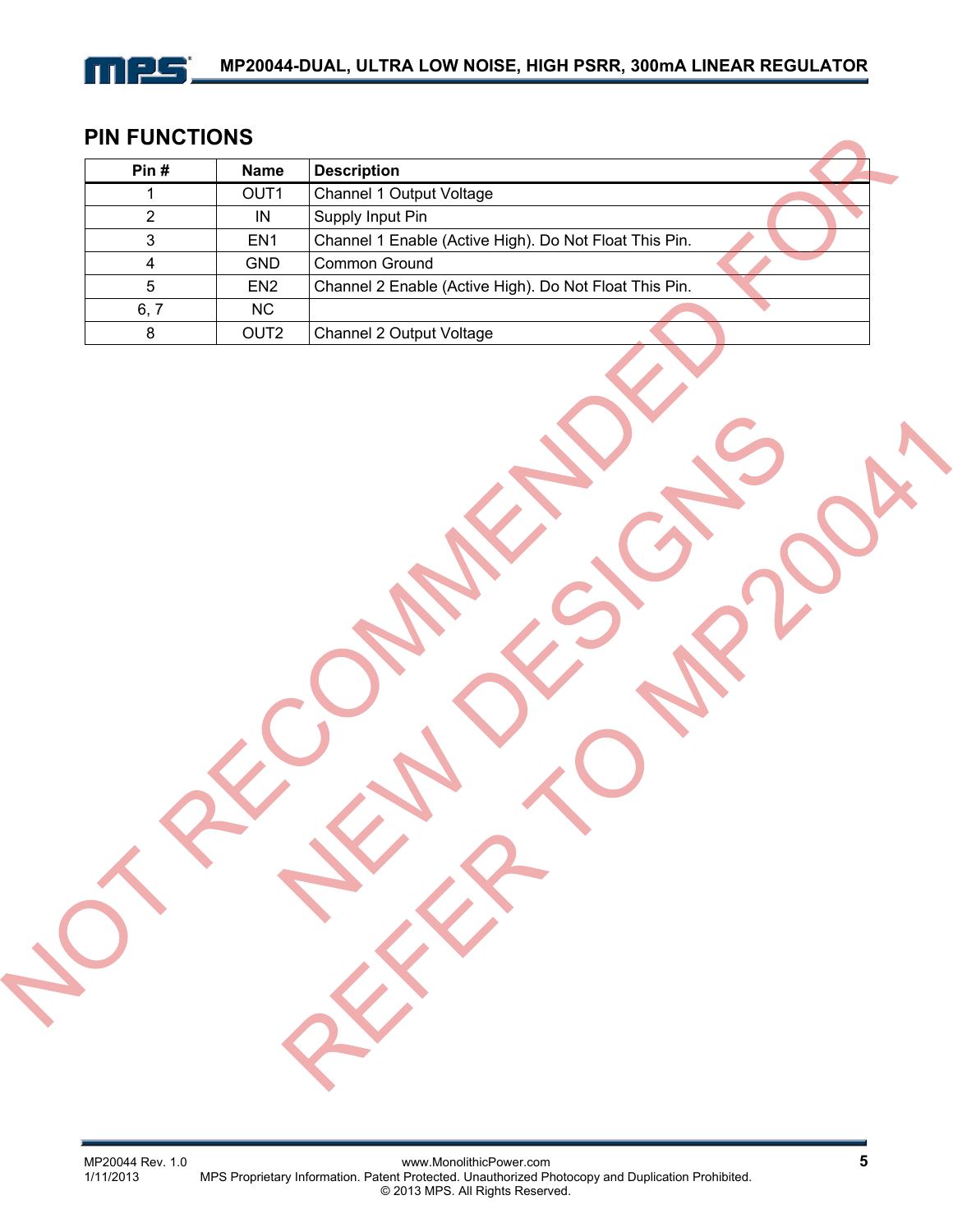## PIN FUNCTIONS

| Pin # | Name | Description |
|---|---|---|
| 1 | OUT1 | Channel 1 Output Voltage |
| 2 | IN | Supply Input Pin |
| 3 | EN1 | Channel 1 Enable (Active High). Do Not Float This Pin. |
| 4 | GND | Common Ground |
| 5 | EN2 | Channel 2 Enable (Active High). Do Not Float This Pin. |
| 6, 7 | NC | |
| 8 | OUT2 | Channel 2 Output Voltage |

NOT RECOMMENDED FOR NEW DESIGNS REFER TO MP20041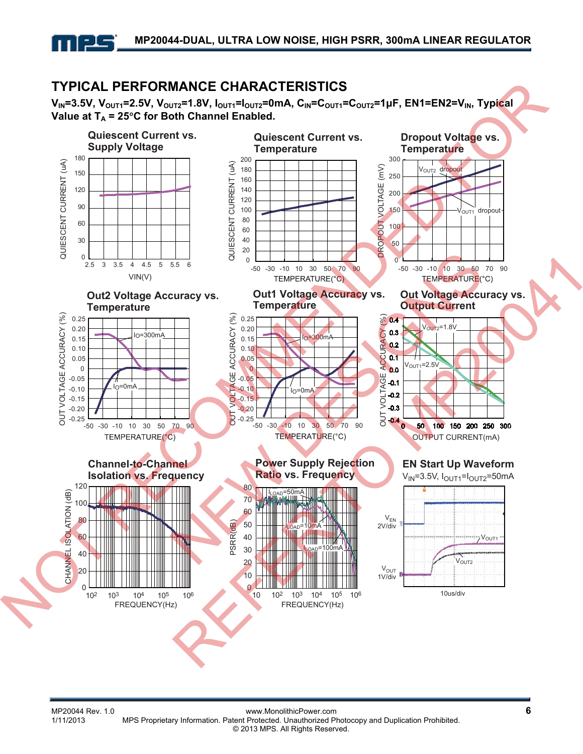## TYPICAL PERFORMANCE CHARACTERISTICS

**$V_{IN}$=3.5V, $V_{OUT1}$=2.5V, $V_{OUT2}$=1.8V, $I_{OUT1}$=$I_{OUT2}$=0mA, $C_{IN}$=$C_{OUT1}$=$C_{OUT2}$=1µF, EN1=EN2=$V_{IN}$, Typical Value at $T_A$ = 25°C for Both Channel Enabled.**

**Quiescent Current vs. Supply Voltage**

**Quiescent Current vs. Temperature**

**Dropout Voltage vs. Temperature**

**Out2 Voltage Accuracy vs. Temperature**

**Out1 Voltage Accuracy vs. Temperature**

**Out Voltage Accuracy vs. Output Current**

**Channel-to-Channel Isolation vs. Frequency**

**Power Supply Rejection Ratio vs. Frequency**

**EN Start Up Waveform**

$V_{IN}$=3.5V, $I_{OUT1}$=$I_{OUT2}$=50mA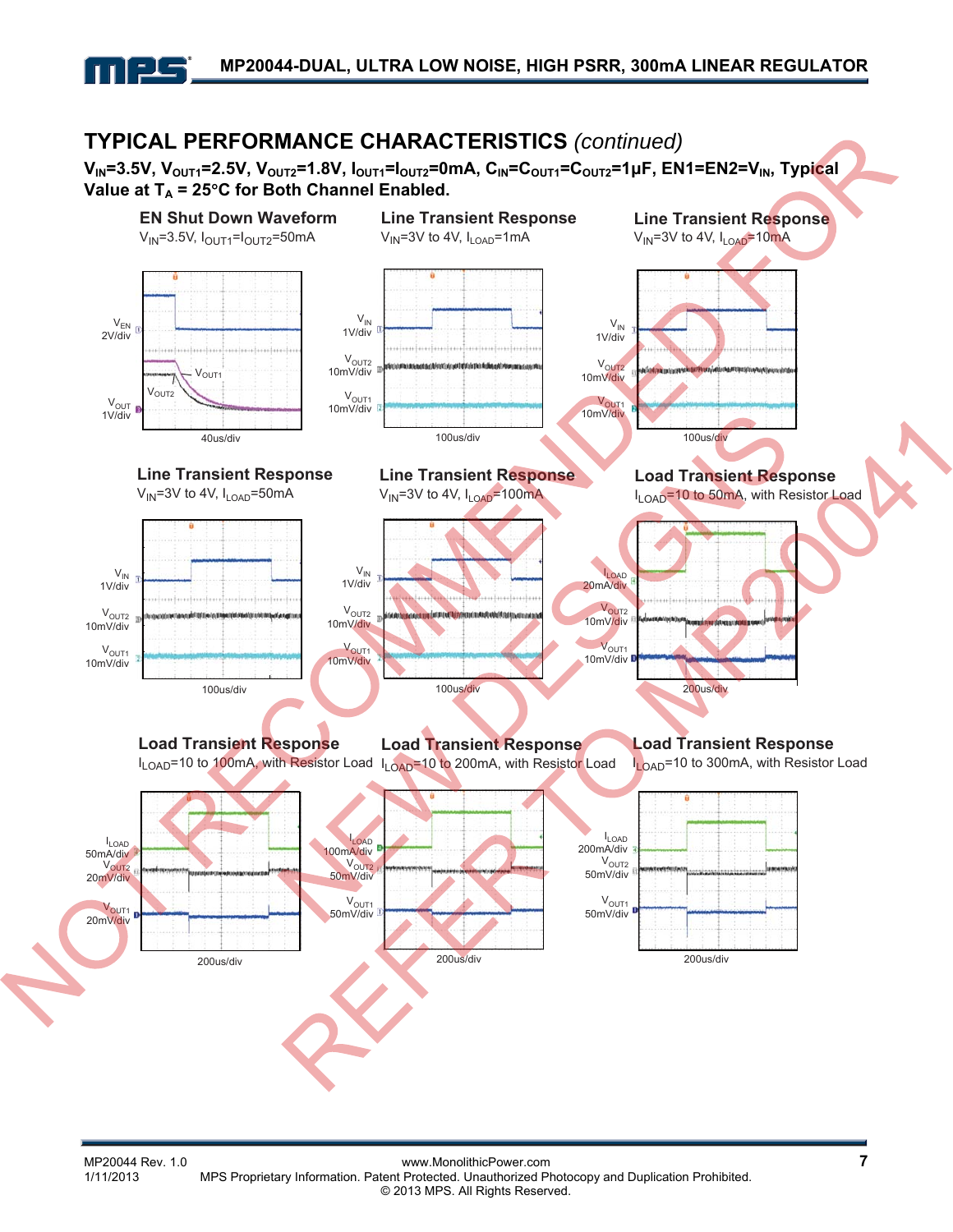## TYPICAL PERFORMANCE CHARACTERISTICS *(continued)*

**$V_{IN}$=3.5V, $V_{OUT1}$=2.5V, $V_{OUT2}$=1.8V, $I_{OUT1}$=$I_{OUT2}$=0mA, $C_{IN}$=$C_{OUT1}$=$C_{OUT2}$=1μF, EN1=EN2=$V_{IN}$, Typical Value at $T_A$ = 25°C for Both Channel Enabled.**

**EN Shut Down Waveform**
$V_{IN}$=3.5V, $I_{OUT1}$=$I_{OUT2}$=50mA

$V_{EN}$ 2V/div, $V_{OUT}$ 1V/div, $V_{OUT1}$, $V_{OUT2}$, 40us/div

**Line Transient Response**
$V_{IN}$=3V to 4V, $I_{LOAD}$=1mA

$V_{IN}$ 1V/div, $V_{OUT2}$ 10mV/div, $V_{OUT1}$ 10mV/div, 100us/div

**Line Transient Response**
$V_{IN}$=3V to 4V, $I_{LOAD}$=10mA

$V_{IN}$ 1V/div, $V_{OUT2}$ 10mV/div, $V_{OUT1}$ 10mV/div, 100us/div

**Line Transient Response**
$V_{IN}$=3V to 4V, $I_{LOAD}$=50mA

$V_{IN}$ 1V/div, $V_{OUT2}$ 10mV/div, $V_{OUT1}$ 10mV/div, 100us/div

**Line Transient Response**
$V_{IN}$=3V to 4V, $I_{LOAD}$=100mA

$V_{IN}$ 1V/div, $V_{OUT2}$ 10mV/div, $V_{OUT1}$ 10mV/div, 100us/div

**Load Transient Response**
$I_{LOAD}$=10 to 50mA, with Resistor Load

$I_{LOAD}$ 20mA/div, $V_{OUT2}$ 10mV/div, $V_{OUT1}$ 10mV/div, 200us/div

**Load Transient Response**
$I_{LOAD}$=10 to 100mA, with Resistor Load

$I_{LOAD}$ 50mA/div, $V_{OUT2}$ 20mV/div, $V_{OUT1}$ 20mV/div, 200us/div

**Load Transient Response**
$I_{LOAD}$=10 to 200mA, with Resistor Load

$I_{LOAD}$ 100mA/div, $V_{OUT2}$ 50mV/div, $V_{OUT1}$ 50mV/div, 200us/div

**Load Transient Response**
$I_{LOAD}$=10 to 300mA, with Resistor Load

$I_{LOAD}$ 200mA/div, $V_{OUT2}$ 50mV/div, $V_{OUT1}$ 50mV/div, 200us/div

NOT RECOMMENDED FOR NEW DESIGNS REFER TO MP20041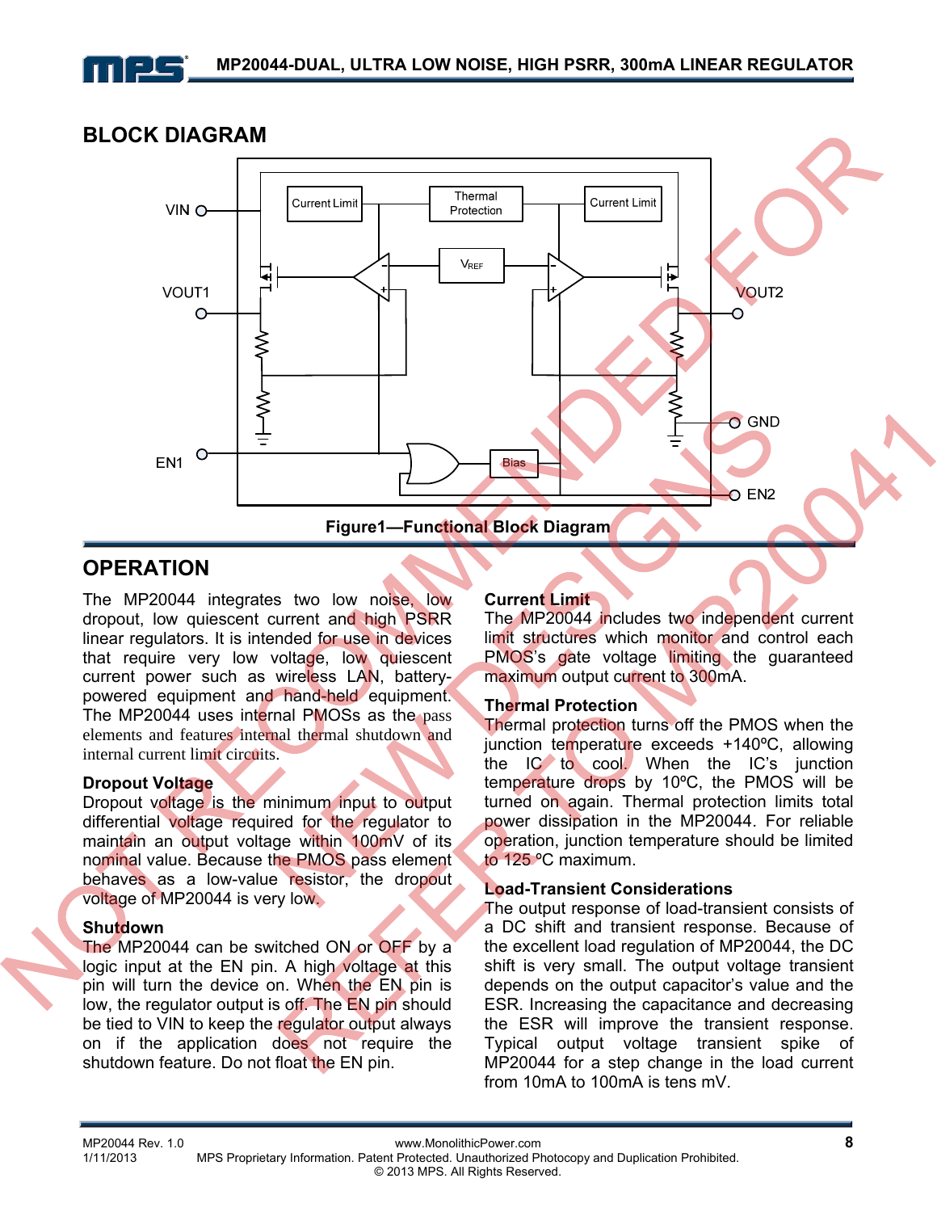## BLOCK DIAGRAM

Figure1—Functional Block Diagram

## OPERATION

The MP20044 integrates two low noise, low dropout, low quiescent current and high PSRR linear regulators. It is intended for use in devices that require very low voltage, low quiescent current power such as wireless LAN, battery-powered equipment and hand-held equipment. The MP20044 uses internal PMOSs as the pass elements and features internal thermal shutdown and internal current limit circuits.

### Dropout Voltage

Dropout voltage is the minimum input to output differential voltage required for the regulator to maintain an output voltage within 100mV of its nominal value. Because the PMOS pass element behaves as a low-value resistor, the dropout voltage of MP20044 is very low.

### Shutdown

The MP20044 can be switched ON or OFF by a logic input at the EN pin. A high voltage at this pin will turn the device on. When the EN pin is low, the regulator output is off. The EN pin should be tied to VIN to keep the regulator output always on if the application does not require the shutdown feature. Do not float the EN pin.

### Current Limit

The MP20044 includes two independent current limit structures which monitor and control each PMOS's gate voltage limiting the guaranteed maximum output current to 300mA.

### Thermal Protection

Thermal protection turns off the PMOS when the junction temperature exceeds +140ºC, allowing the IC to cool. When the IC's junction temperature drops by 10ºC, the PMOS will be turned on again. Thermal protection limits total power dissipation in the MP20044. For reliable operation, junction temperature should be limited to 125 ºC maximum.

### Load-Transient Considerations

The output response of load-transient consists of a DC shift and transient response. Because of the excellent load regulation of MP20044, the DC shift is very small. The output voltage transient depends on the output capacitor's value and the ESR. Increasing the capacitance and decreasing the ESR will improve the transient response. Typical output voltage transient spike of MP20044 for a step change in the load current from 10mA to 100mA is tens mV.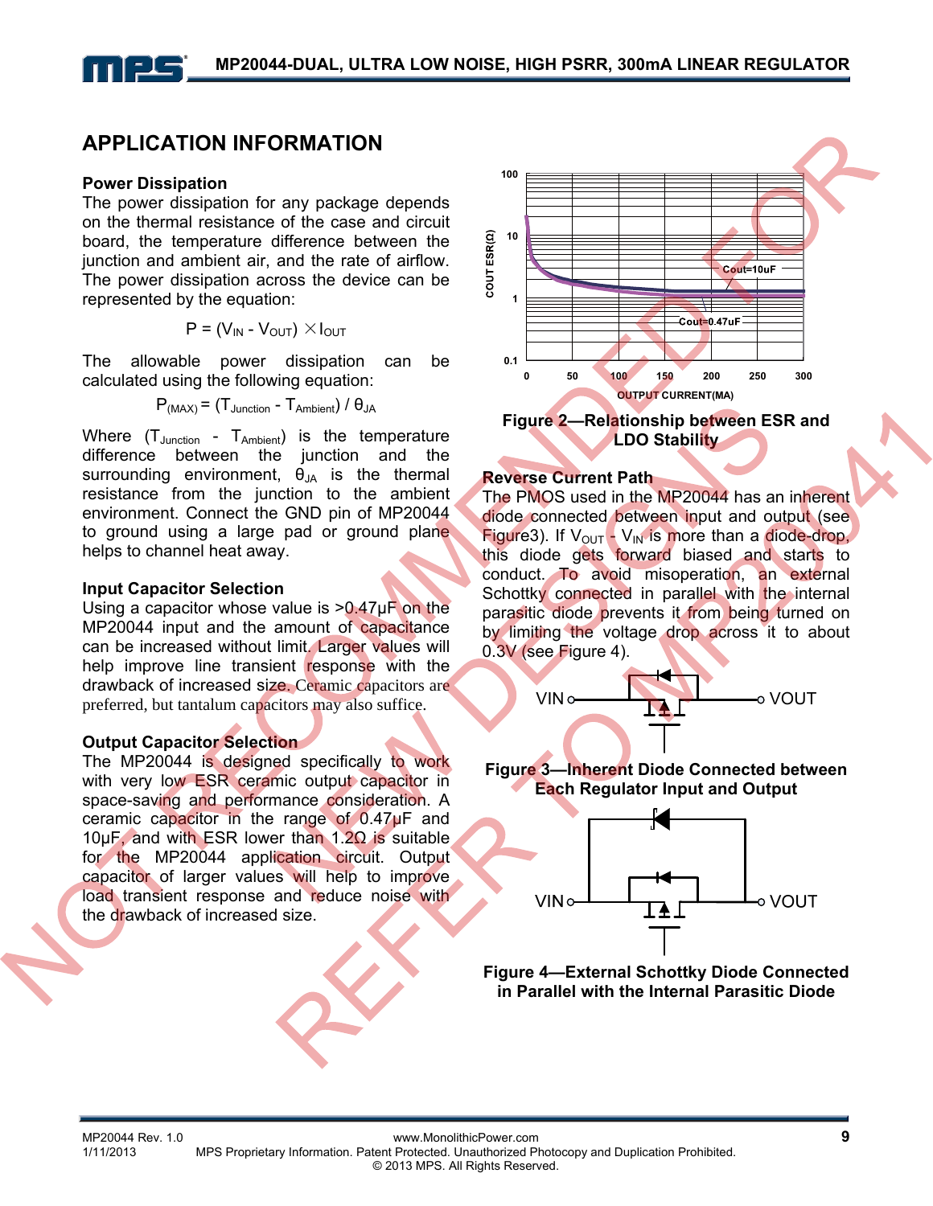## APPLICATION INFORMATION

### Power Dissipation

The power dissipation for any package depends on the thermal resistance of the case and circuit board, the temperature difference between the junction and ambient air, and the rate of airflow. The power dissipation across the device can be represented by the equation:

$$P = (V_{IN} - V_{OUT}) \times I_{OUT}$$

The allowable power dissipation can be calculated using the following equation:

$$P_{(MAX)} = (T_{Junction} - T_{Ambient}) / \theta_{JA}$$

Where $(T_{Junction} - T_{Ambient})$ is the temperature difference between the junction and the surrounding environment, $\theta_{JA}$ is the thermal resistance from the junction to the ambient environment. Connect the GND pin of MP20044 to ground using a large pad or ground plane helps to channel heat away.

### Input Capacitor Selection

Using a capacitor whose value is >0.47μF on the MP20044 input and the amount of capacitance can be increased without limit. Larger values will help improve line transient response with the drawback of increased size. Ceramic capacitors are preferred, but tantalum capacitors may also suffice.

### Output Capacitor Selection

The MP20044 is designed specifically to work with very low ESR ceramic output capacitor in space-saving and performance consideration. A ceramic capacitor in the range of 0.47μF and 10μF, and with ESR lower than 1.2Ω is suitable for the MP20044 application circuit. Output capacitor of larger values will help to improve load transient response and reduce noise with the drawback of increased size.

**Figure 2—Relationship between ESR and LDO Stability**

### Reverse Current Path

The PMOS used in the MP20044 has an inherent diode connected between input and output (see Figure3). If $V_{OUT} - V_{IN}$ is more than a diode-drop, this diode gets forward biased and starts to conduct. To avoid misoperation, an external Schottky connected in parallel with the internal parasitic diode prevents it from being turned on by limiting the voltage drop across it to about 0.3V (see Figure 4).

**Figure 3—Inherent Diode Connected between Each Regulator Input and Output**

**Figure 4—External Schottky Diode Connected in Parallel with the Internal Parasitic Diode**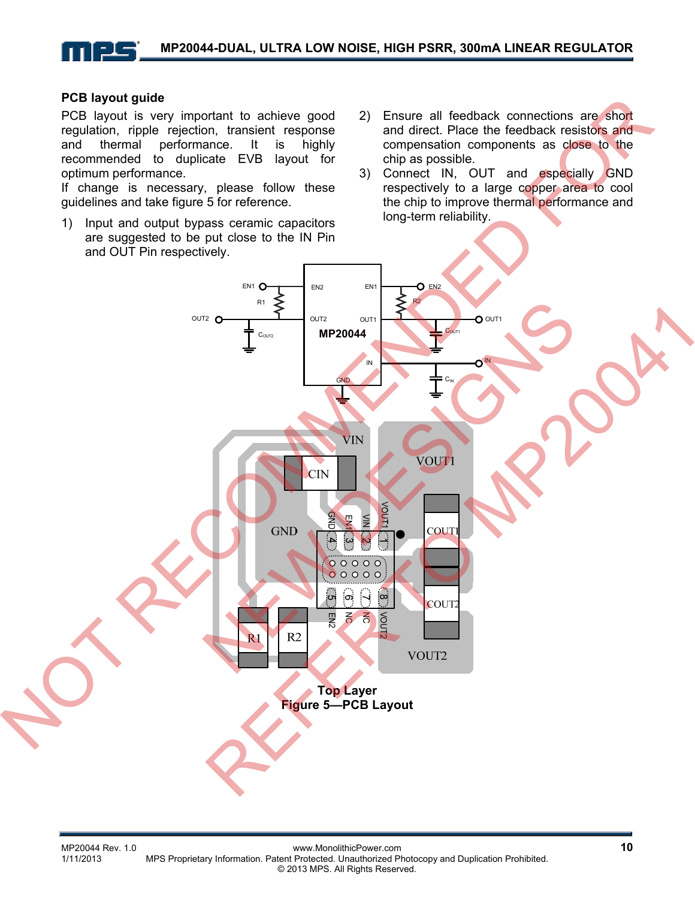## PCB layout guide

PCB layout is very important to achieve good regulation, ripple rejection, transient response and thermal performance. It is highly recommended to duplicate EVB layout for optimum performance.

If change is necessary, please follow these guidelines and take figure 5 for reference.

1) Input and output bypass ceramic capacitors are suggested to be put close to the IN Pin and OUT Pin respectively.
2) Ensure all feedback connections are short and direct. Place the feedback resistors and compensation components as close to the chip as possible.
3) Connect IN, OUT and especially GND respectively to a large copper area to cool the chip to improve thermal performance and long-term reliability.

Top Layer

**Figure 5—PCB Layout**

NOT RECOMMENDED FOR NEW DESIGNS REFER TO MP20041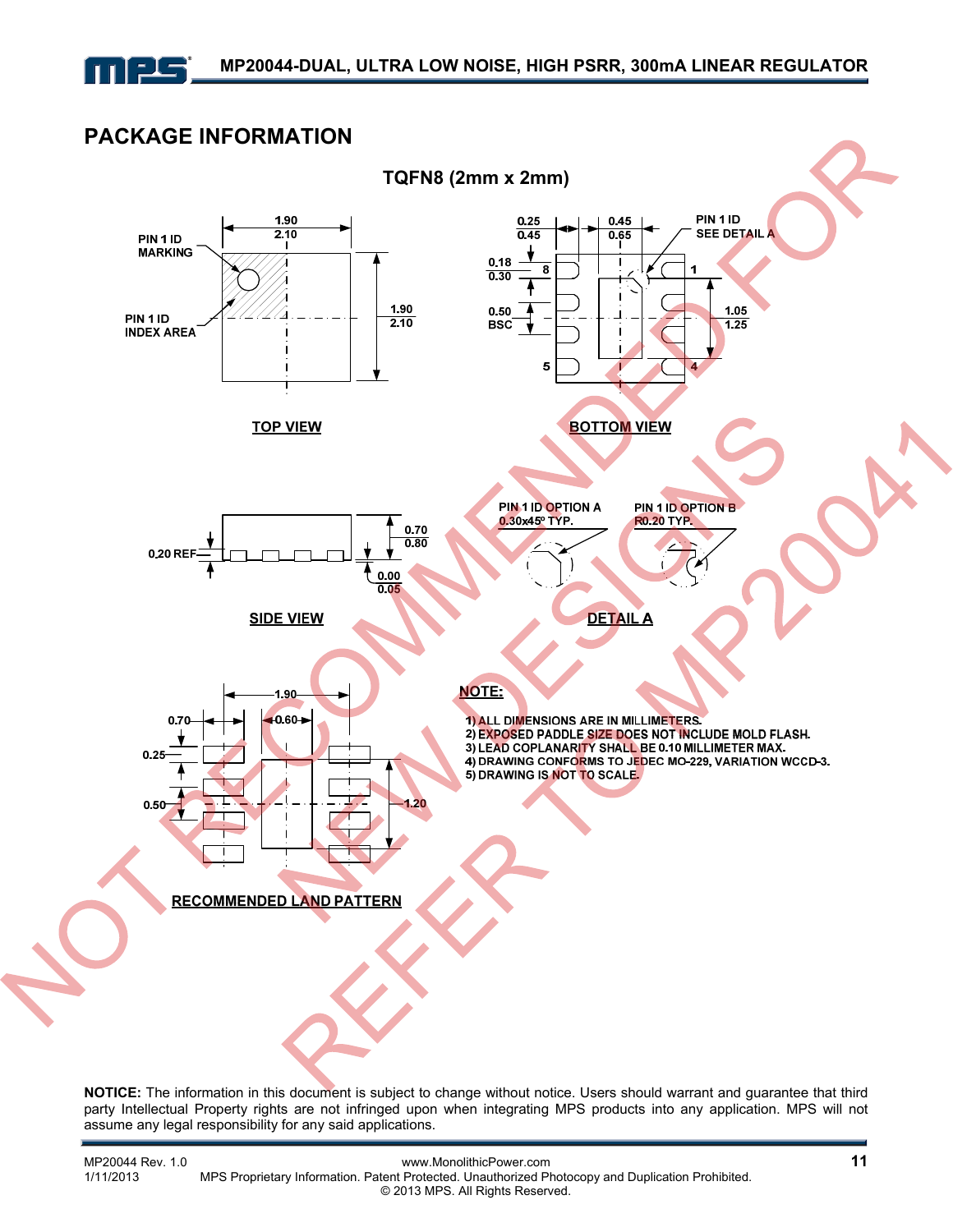## PACKAGE INFORMATION

**TQFN8 (2mm x 2mm)**

PIN 1 ID MARKING

PIN 1 ID INDEX AREA

1.90
2.10

1.90
2.10

TOP VIEW

0.25
0.45

0.45
0.65

PIN 1 ID
SEE DETAIL A

0.18
0.30

8

1

0.50
BSC

1.05
1.25

5

4

BOTTOM VIEW

0.20 REF

0.70
0.80

0.00
0.05

SIDE VIEW

PIN 1 ID OPTION A
0.30x45º TYP.

PIN 1 ID OPTION B
R0.20 TYP.

DETAIL A

1.90

0.70

0.60

0.25

0.50

1.20

RECOMMENDED LAND PATTERN

NOTE:

1) ALL DIMENSIONS ARE IN MILLIMETERS.
2) EXPOSED PADDLE SIZE DOES NOT INCLUDE MOLD FLASH.
3) LEAD COPLANARITY SHALL BE 0.10 MILLIMETER MAX.
4) DRAWING CONFORMS TO JEDEC MO-229, VARIATION WCCD-3.
5) DRAWING IS NOT TO SCALE.

NOT RECOMMENDED FOR NEW DESIGNS REFER TO MP20041

**NOTICE:** The information in this document is subject to change without notice. Users should warrant and guarantee that third party Intellectual Property rights are not infringed upon when integrating MPS products into any application. MPS will not assume any legal responsibility for any said applications.